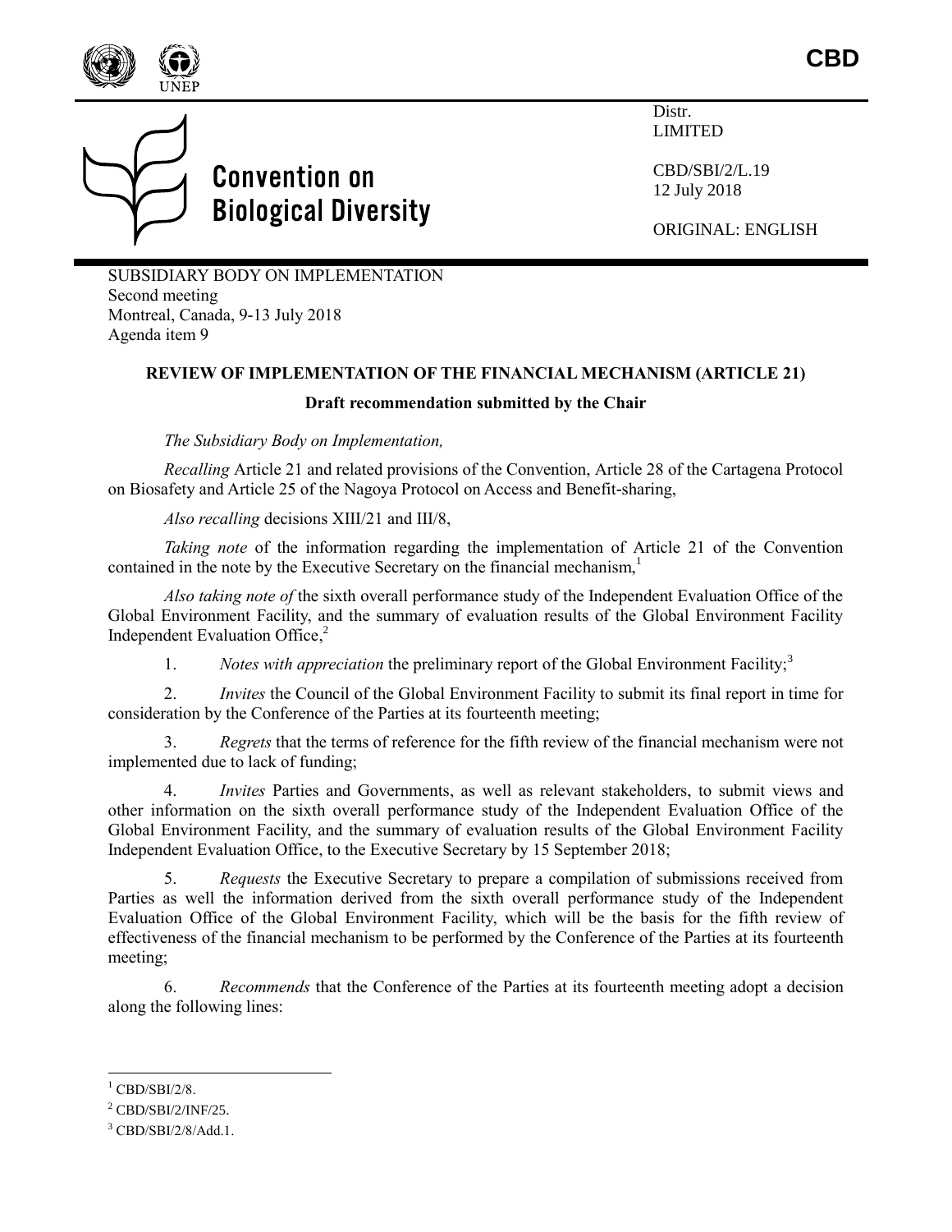**CBD**

Distr.
LIMITED

CBD/SBI/2/L.19
12 July 2018

ORIGINAL: ENGLISH

# Convention on Biological Diversity

SUBSIDIARY BODY ON IMPLEMENTATION
Second meeting
Montreal, Canada, 9-13 July 2018
Agenda item 9

## REVIEW OF IMPLEMENTATION OF THE FINANCIAL MECHANISM (ARTICLE 21)

### Draft recommendation submitted by the Chair

*The Subsidiary Body on Implementation,*

*Recalling* Article 21 and related provisions of the Convention, Article 28 of the Cartagena Protocol on Biosafety and Article 25 of the Nagoya Protocol on Access and Benefit-sharing,

*Also recalling* decisions XIII/21 and III/8,

*Taking note* of the information regarding the implementation of Article 21 of the Convention contained in the note by the Executive Secretary on the financial mechanism,[1]

*Also taking note of* the sixth overall performance study of the Independent Evaluation Office of the Global Environment Facility, and the summary of evaluation results of the Global Environment Facility Independent Evaluation Office,[2]

1. *Notes with appreciation* the preliminary report of the Global Environment Facility;[3]

2. *Invites* the Council of the Global Environment Facility to submit its final report in time for consideration by the Conference of the Parties at its fourteenth meeting;

3. *Regrets* that the terms of reference for the fifth review of the financial mechanism were not implemented due to lack of funding;

4. *Invites* Parties and Governments, as well as relevant stakeholders, to submit views and other information on the sixth overall performance study of the Independent Evaluation Office of the Global Environment Facility, and the summary of evaluation results of the Global Environment Facility Independent Evaluation Office, to the Executive Secretary by 15 September 2018;

5. *Requests* the Executive Secretary to prepare a compilation of submissions received from Parties as well the information derived from the sixth overall performance study of the Independent Evaluation Office of the Global Environment Facility, which will be the basis for the fifth review of effectiveness of the financial mechanism to be performed by the Conference of the Parties at its fourteenth meeting;

6. *Recommends* that the Conference of the Parties at its fourteenth meeting adopt a decision along the following lines:

---

[1] CBD/SBI/2/8.

[2] CBD/SBI/2/INF/25.

[3] CBD/SBI/2/8/Add.1.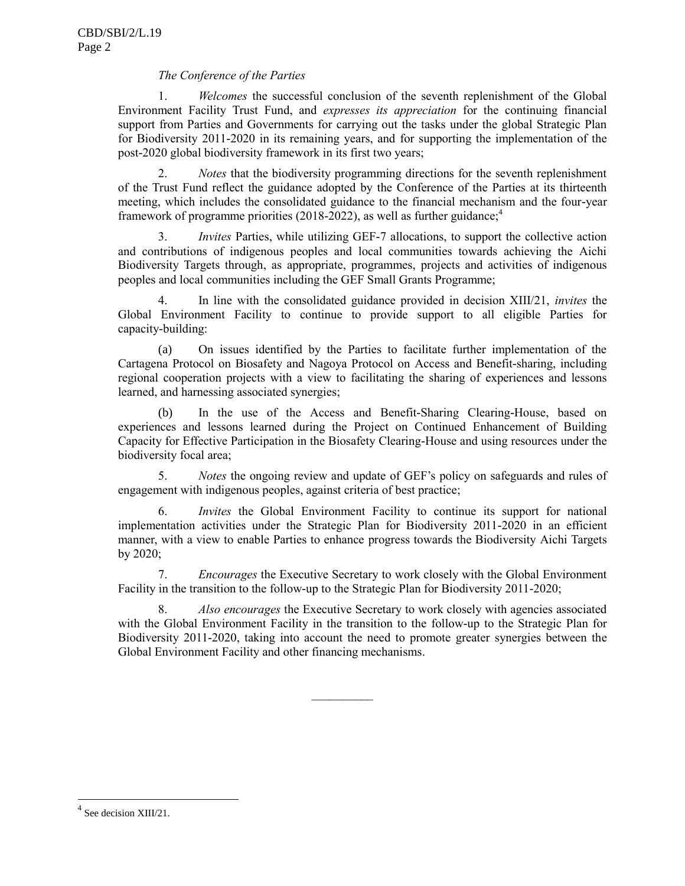*The Conference of the Parties*

1. *Welcomes* the successful conclusion of the seventh replenishment of the Global Environment Facility Trust Fund, and *expresses its appreciation* for the continuing financial support from Parties and Governments for carrying out the tasks under the global Strategic Plan for Biodiversity 2011-2020 in its remaining years, and for supporting the implementation of the post-2020 global biodiversity framework in its first two years;

2. *Notes* that the biodiversity programming directions for the seventh replenishment of the Trust Fund reflect the guidance adopted by the Conference of the Parties at its thirteenth meeting, which includes the consolidated guidance to the financial mechanism and the four-year framework of programme priorities (2018-2022), as well as further guidance;[4]

3. *Invites* Parties, while utilizing GEF-7 allocations, to support the collective action and contributions of indigenous peoples and local communities towards achieving the Aichi Biodiversity Targets through, as appropriate, programmes, projects and activities of indigenous peoples and local communities including the GEF Small Grants Programme;

4. In line with the consolidated guidance provided in decision XIII/21, *invites* the Global Environment Facility to continue to provide support to all eligible Parties for capacity-building:

(a) On issues identified by the Parties to facilitate further implementation of the Cartagena Protocol on Biosafety and Nagoya Protocol on Access and Benefit-sharing, including regional cooperation projects with a view to facilitating the sharing of experiences and lessons learned, and harnessing associated synergies;

(b) In the use of the Access and Benefit-Sharing Clearing-House, based on experiences and lessons learned during the Project on Continued Enhancement of Building Capacity for Effective Participation in the Biosafety Clearing-House and using resources under the biodiversity focal area;

5. *Notes* the ongoing review and update of GEF's policy on safeguards and rules of engagement with indigenous peoples, against criteria of best practice;

6. *Invites* the Global Environment Facility to continue its support for national implementation activities under the Strategic Plan for Biodiversity 2011-2020 in an efficient manner, with a view to enable Parties to enhance progress towards the Biodiversity Aichi Targets by 2020;

7. *Encourages* the Executive Secretary to work closely with the Global Environment Facility in the transition to the follow-up to the Strategic Plan for Biodiversity 2011-2020;

8. *Also encourages* the Executive Secretary to work closely with agencies associated with the Global Environment Facility in the transition to the follow-up to the Strategic Plan for Biodiversity 2011-2020, taking into account the need to promote greater synergies between the Global Environment Facility and other financing mechanisms.

__________

[4] See decision XIII/21.